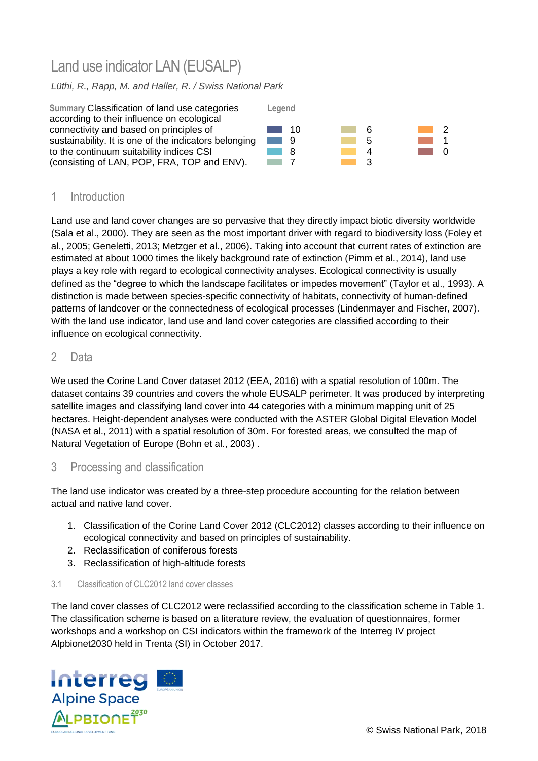# Land use indicator LAN (EUSALP)

*Lüthi, R., Rapp, M. and Haller, R. / Swiss National Park*

**Summary** Classification of land use categories according to their influence on ecological connectivity and based on principles of sustainability. It is one of the indicators belonging to the continuum suitability indices CSI (consisting of LAN, POP, FRA, TOP and ENV).

**Legend**

10, 9, 8, 7, 6, 5, 4, 3, 2, 1, 0

## 1 Introduction

Land use and land cover changes are so pervasive that they directly impact biotic diversity worldwide (Sala et al., 2000). They are seen as the most important driver with regard to biodiversity loss (Foley et al., 2005; Geneletti, 2013; Metzger et al., 2006). Taking into account that current rates of extinction are estimated at about 1000 times the likely background rate of extinction (Pimm et al., 2014), land use plays a key role with regard to ecological connectivity analyses. Ecological connectivity is usually defined as the "degree to which the landscape facilitates or impedes movement" (Taylor et al., 1993). A distinction is made between species-specific connectivity of habitats, connectivity of human-defined patterns of landcover or the connectedness of ecological processes (Lindenmayer and Fischer, 2007). With the land use indicator, land use and land cover categories are classified according to their influence on ecological connectivity.

## 2 Data

We used the Corine Land Cover dataset 2012 (EEA, 2016) with a spatial resolution of 100m. The dataset contains 39 countries and covers the whole EUSALP perimeter. It was produced by interpreting satellite images and classifying land cover into 44 categories with a minimum mapping unit of 25 hectares. Height-dependent analyses were conducted with the ASTER Global Digital Elevation Model (NASA et al., 2011) with a spatial resolution of 30m. For forested areas, we consulted the map of Natural Vegetation of Europe (Bohn et al., 2003) .

## 3 Processing and classification

The land use indicator was created by a three-step procedure accounting for the relation between actual and native land cover.

1. Classification of the Corine Land Cover 2012 (CLC2012) classes according to their influence on ecological connectivity and based on principles of sustainability.
2. Reclassification of coniferous forests
3. Reclassification of high-altitude forests

### 3.1 Classification of CLC2012 land cover classes

The land cover classes of CLC2012 were reclassified according to the classification scheme in Table 1. The classification scheme is based on a literature review, the evaluation of questionnaires, former workshops and a workshop on CSI indicators within the framework of the Interreg IV project Alpbionet2030 held in Trenta (SI) in October 2017.

© Swiss National Park, 2018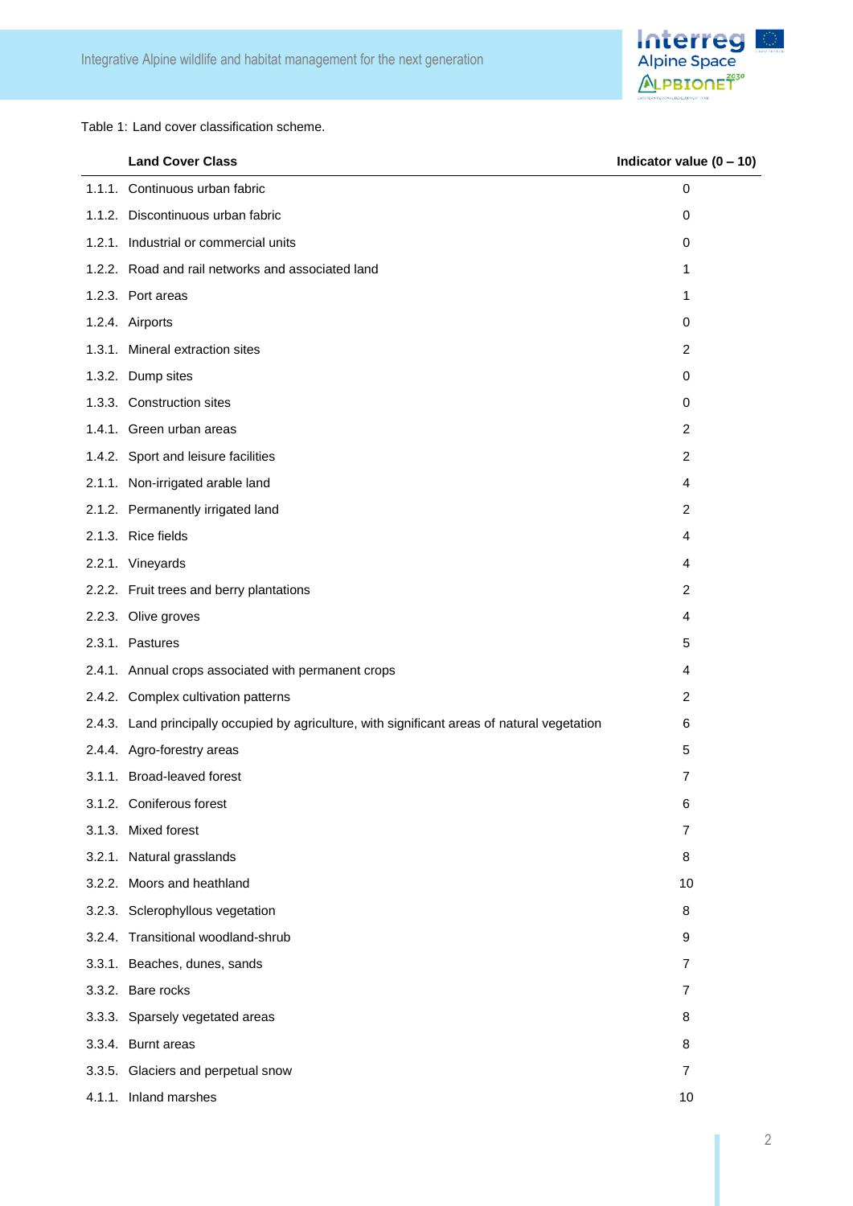Table 1: Land cover classification scheme.

| | Land Cover Class | Indicator value (0 – 10) |
|---|---|---|
| 1.1.1. | Continuous urban fabric | 0 |
| 1.1.2. | Discontinuous urban fabric | 0 |
| 1.2.1. | Industrial or commercial units | 0 |
| 1.2.2. | Road and rail networks and associated land | 1 |
| 1.2.3. | Port areas | 1 |
| 1.2.4. | Airports | 0 |
| 1.3.1. | Mineral extraction sites | 2 |
| 1.3.2. | Dump sites | 0 |
| 1.3.3. | Construction sites | 0 |
| 1.4.1. | Green urban areas | 2 |
| 1.4.2. | Sport and leisure facilities | 2 |
| 2.1.1. | Non-irrigated arable land | 4 |
| 2.1.2. | Permanently irrigated land | 2 |
| 2.1.3. | Rice fields | 4 |
| 2.2.1. | Vineyards | 4 |
| 2.2.2. | Fruit trees and berry plantations | 2 |
| 2.2.3. | Olive groves | 4 |
| 2.3.1. | Pastures | 5 |
| 2.4.1. | Annual crops associated with permanent crops | 4 |
| 2.4.2. | Complex cultivation patterns | 2 |
| 2.4.3. | Land principally occupied by agriculture, with significant areas of natural vegetation | 6 |
| 2.4.4. | Agro-forestry areas | 5 |
| 3.1.1. | Broad-leaved forest | 7 |
| 3.1.2. | Coniferous forest | 6 |
| 3.1.3. | Mixed forest | 7 |
| 3.2.1. | Natural grasslands | 8 |
| 3.2.2. | Moors and heathland | 10 |
| 3.2.3. | Sclerophyllous vegetation | 8 |
| 3.2.4. | Transitional woodland-shrub | 9 |
| 3.3.1. | Beaches, dunes, sands | 7 |
| 3.3.2. | Bare rocks | 7 |
| 3.3.3. | Sparsely vegetated areas | 8 |
| 3.3.4. | Burnt areas | 8 |
| 3.3.5. | Glaciers and perpetual snow | 7 |
| 4.1.1. | Inland marshes | 10 |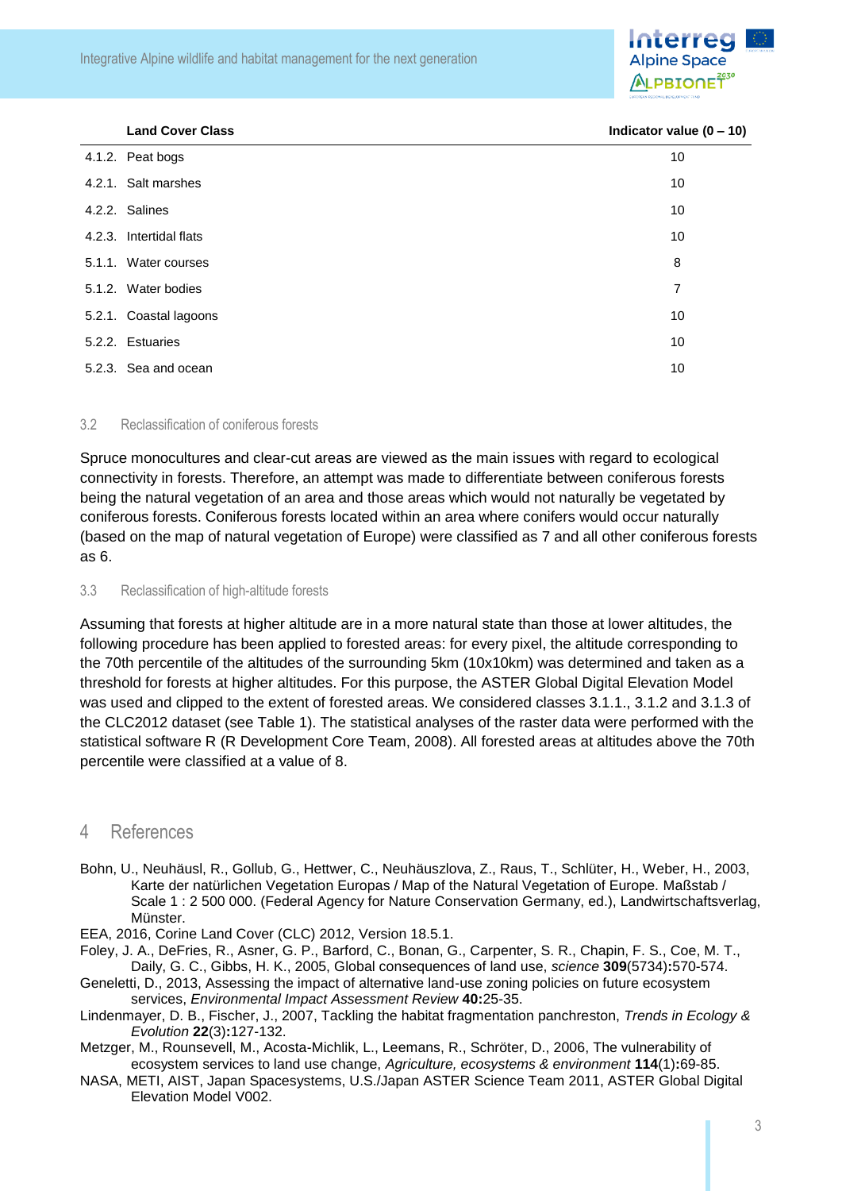| | Land Cover Class | Indicator value (0 – 10) |
|---|---|---|
| 4.1.2. | Peat bogs | 10 |
| 4.2.1. | Salt marshes | 10 |
| 4.2.2. | Salines | 10 |
| 4.2.3. | Intertidal flats | 10 |
| 5.1.1. | Water courses | 8 |
| 5.1.2. | Water bodies | 7 |
| 5.2.1. | Coastal lagoons | 10 |
| 5.2.2. | Estuaries | 10 |
| 5.2.3. | Sea and ocean | 10 |

### 3.2 Reclassification of coniferous forests

Spruce monocultures and clear-cut areas are viewed as the main issues with regard to ecological connectivity in forests. Therefore, an attempt was made to differentiate between coniferous forests being the natural vegetation of an area and those areas which would not naturally be vegetated by coniferous forests. Coniferous forests located within an area where conifers would occur naturally (based on the map of natural vegetation of Europe) were classified as 7 and all other coniferous forests as 6.

### 3.3 Reclassification of high-altitude forests

Assuming that forests at higher altitude are in a more natural state than those at lower altitudes, the following procedure has been applied to forested areas: for every pixel, the altitude corresponding to the 70th percentile of the altitudes of the surrounding 5km (10x10km) was determined and taken as a threshold for forests at higher altitudes. For this purpose, the ASTER Global Digital Elevation Model was used and clipped to the extent of forested areas. We considered classes 3.1.1., 3.1.2 and 3.1.3 of the CLC2012 dataset (see Table 1). The statistical analyses of the raster data were performed with the statistical software R (R Development Core Team, 2008). All forested areas at altitudes above the 70th percentile were classified at a value of 8.

## 4 References

Bohn, U., Neuhäusl, R., Gollub, G., Hettwer, C., Neuhäuszlova, Z., Raus, T., Schlüter, H., Weber, H., 2003, Karte der natürlichen Vegetation Europas / Map of the Natural Vegetation of Europe. Maßstab / Scale 1 : 2 500 000. (Federal Agency for Nature Conservation Germany, ed.), Landwirtschaftsverlag, Münster.

EEA, 2016, Corine Land Cover (CLC) 2012, Version 18.5.1.

Foley, J. A., DeFries, R., Asner, G. P., Barford, C., Bonan, G., Carpenter, S. R., Chapin, F. S., Coe, M. T., Daily, G. C., Gibbs, H. K., 2005, Global consequences of land use, *science* **309**(5734)**:**570-574.

Geneletti, D., 2013, Assessing the impact of alternative land-use zoning policies on future ecosystem services, *Environmental Impact Assessment Review* **40:**25-35.

Lindenmayer, D. B., Fischer, J., 2007, Tackling the habitat fragmentation panchreston, *Trends in Ecology & Evolution* **22**(3)**:**127-132.

Metzger, M., Rounsevell, M., Acosta-Michlik, L., Leemans, R., Schröter, D., 2006, The vulnerability of ecosystem services to land use change, *Agriculture, ecosystems & environment* **114**(1)**:**69-85.

NASA, METI, AIST, Japan Spacesystems, U.S./Japan ASTER Science Team 2011, ASTER Global Digital Elevation Model V002.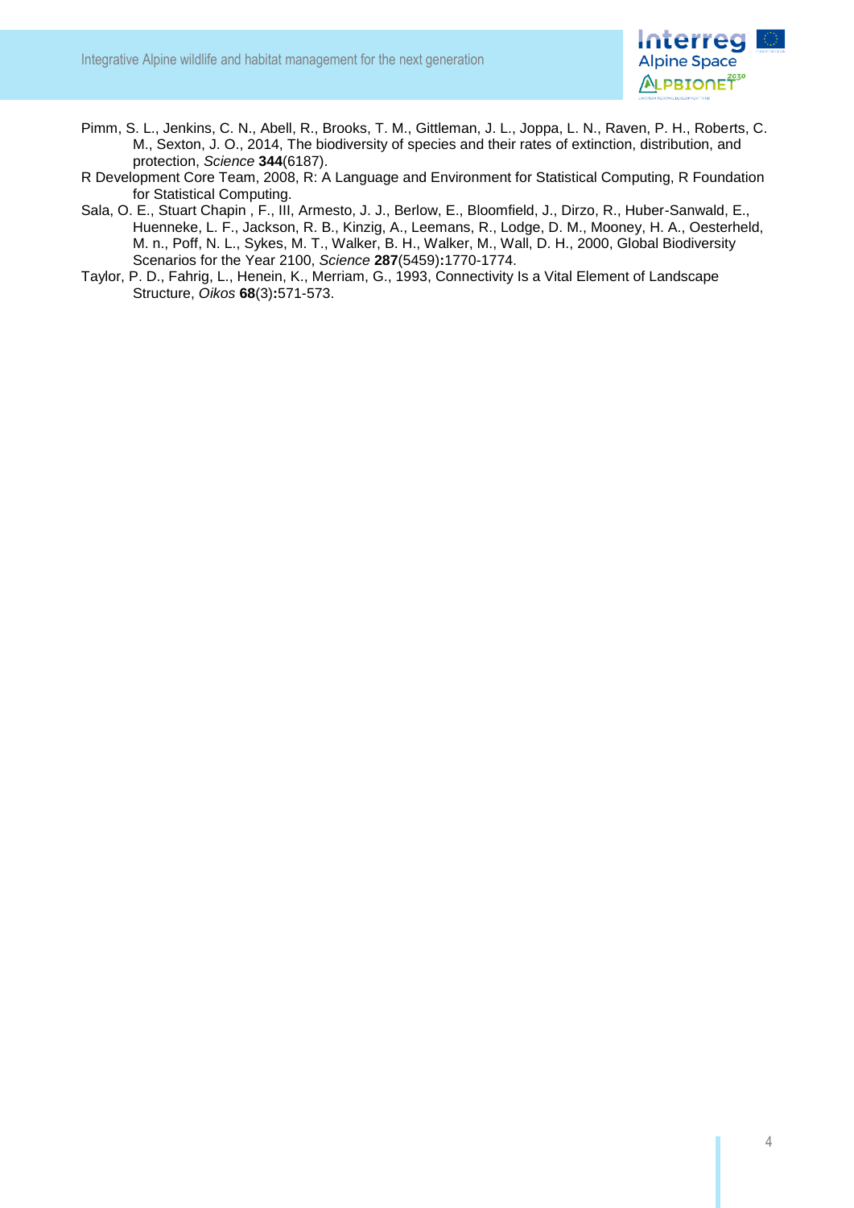Pimm, S. L., Jenkins, C. N., Abell, R., Brooks, T. M., Gittleman, J. L., Joppa, L. N., Raven, P. H., Roberts, C. M., Sexton, J. O., 2014, The biodiversity of species and their rates of extinction, distribution, and protection, *Science* **344**(6187).

R Development Core Team, 2008, R: A Language and Environment for Statistical Computing, R Foundation for Statistical Computing.

Sala, O. E., Stuart Chapin , F., III, Armesto, J. J., Berlow, E., Bloomfield, J., Dirzo, R., Huber-Sanwald, E., Huenneke, L. F., Jackson, R. B., Kinzig, A., Leemans, R., Lodge, D. M., Mooney, H. A., Oesterheld, M. n., Poff, N. L., Sykes, M. T., Walker, B. H., Walker, M., Wall, D. H., 2000, Global Biodiversity Scenarios for the Year 2100, *Science* **287**(5459)**:**1770-1774.

Taylor, P. D., Fahrig, L., Henein, K., Merriam, G., 1993, Connectivity Is a Vital Element of Landscape Structure, *Oikos* **68**(3)**:**571-573.